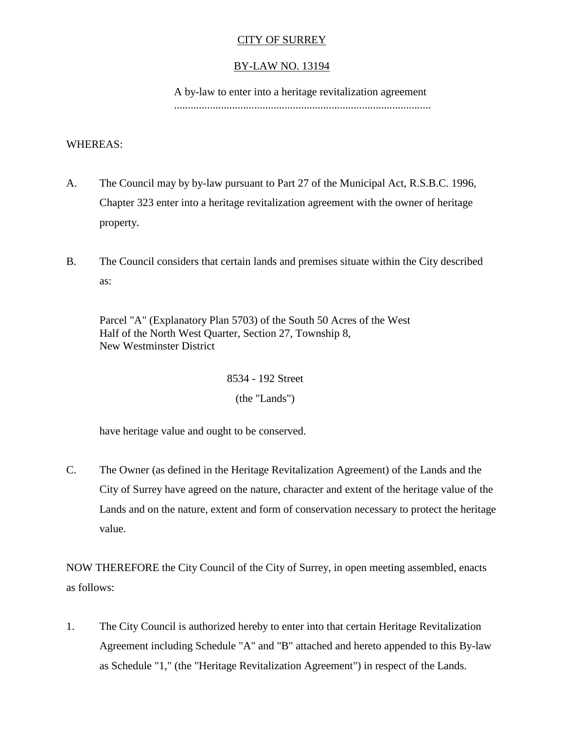# CITY OF SURREY

## BY-LAW NO. 13194

A by-law to enter into a heritage revitalization agreement
...........................................................................................

WHEREAS:

A. The Council may by by-law pursuant to Part 27 of the Municipal Act, R.S.B.C. 1996, Chapter 323 enter into a heritage revitalization agreement with the owner of heritage property.

B. The Council considers that certain lands and premises situate within the City described as:

   Parcel "A" (Explanatory Plan 5703) of the South 50 Acres of the West Half of the North West Quarter, Section 27, Township 8, New Westminster District

   8534 - 192 Street

   (the "Lands")

   have heritage value and ought to be conserved.

C. The Owner (as defined in the Heritage Revitalization Agreement) of the Lands and the City of Surrey have agreed on the nature, character and extent of the heritage value of the Lands and on the nature, extent and form of conservation necessary to protect the heritage value.

NOW THEREFORE the City Council of the City of Surrey, in open meeting assembled, enacts as follows:

1. The City Council is authorized hereby to enter into that certain Heritage Revitalization Agreement including Schedule "A" and "B" attached and hereto appended to this By-law as Schedule "1," (the "Heritage Revitalization Agreement") in respect of the Lands.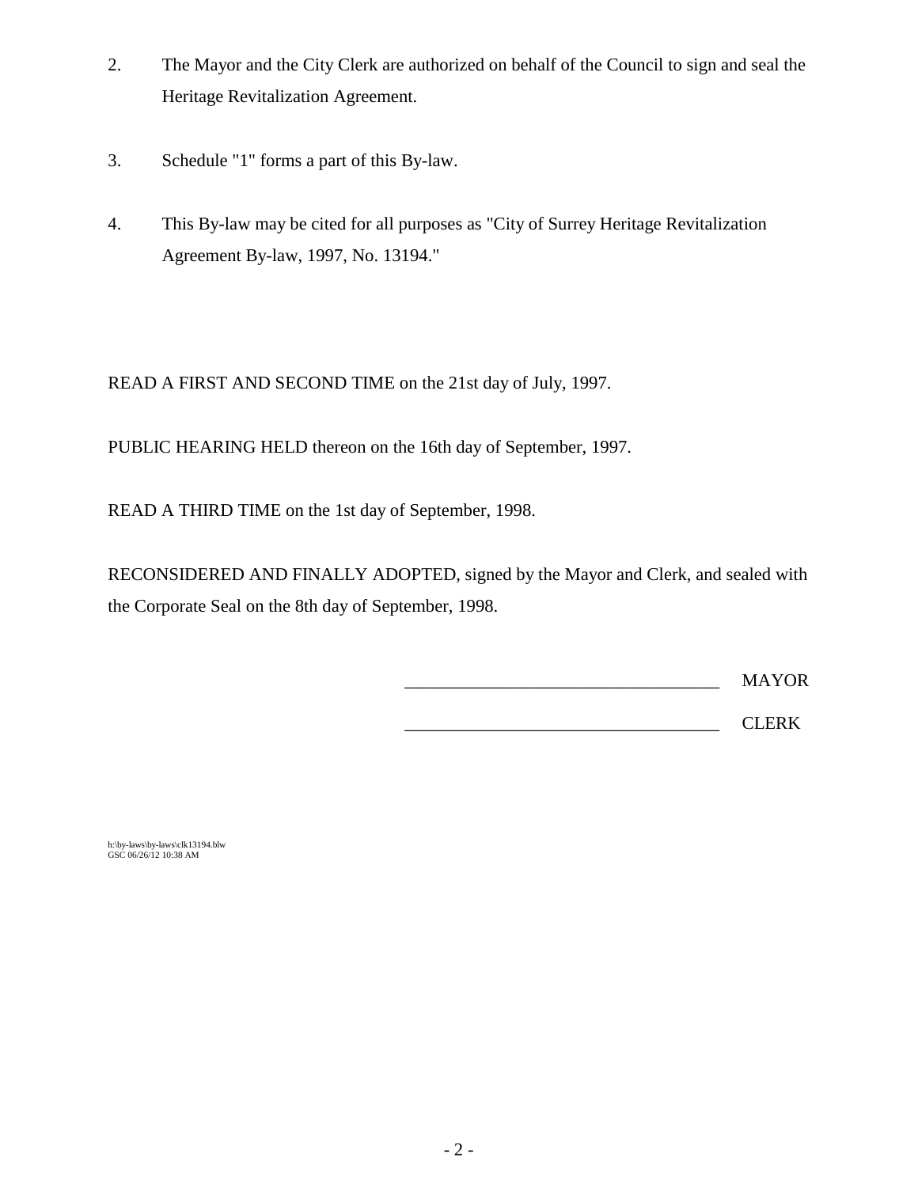2. The Mayor and the City Clerk are authorized on behalf of the Council to sign and seal the Heritage Revitalization Agreement.

3. Schedule "1" forms a part of this By-law.

4. This By-law may be cited for all purposes as "City of Surrey Heritage Revitalization Agreement By-law, 1997, No. 13194."

READ A FIRST AND SECOND TIME on the 21st day of July, 1997.

PUBLIC HEARING HELD thereon on the 16th day of September, 1997.

READ A THIRD TIME on the 1st day of September, 1998.

RECONSIDERED AND FINALLY ADOPTED, signed by the Mayor and Clerk, and sealed with the Corporate Seal on the 8th day of September, 1998.

\_\_\_\_\_\_\_\_\_\_\_\_\_\_\_\_\_\_\_\_\_\_\_\_\_\_\_\_\_\_\_\_\_\_\_ MAYOR

\_\_\_\_\_\_\_\_\_\_\_\_\_\_\_\_\_\_\_\_\_\_\_\_\_\_\_\_\_\_\_\_\_\_\_ CLERK

h:\by-laws\by-laws\clk13194.blw
GSC 06/26/12 10:38 AM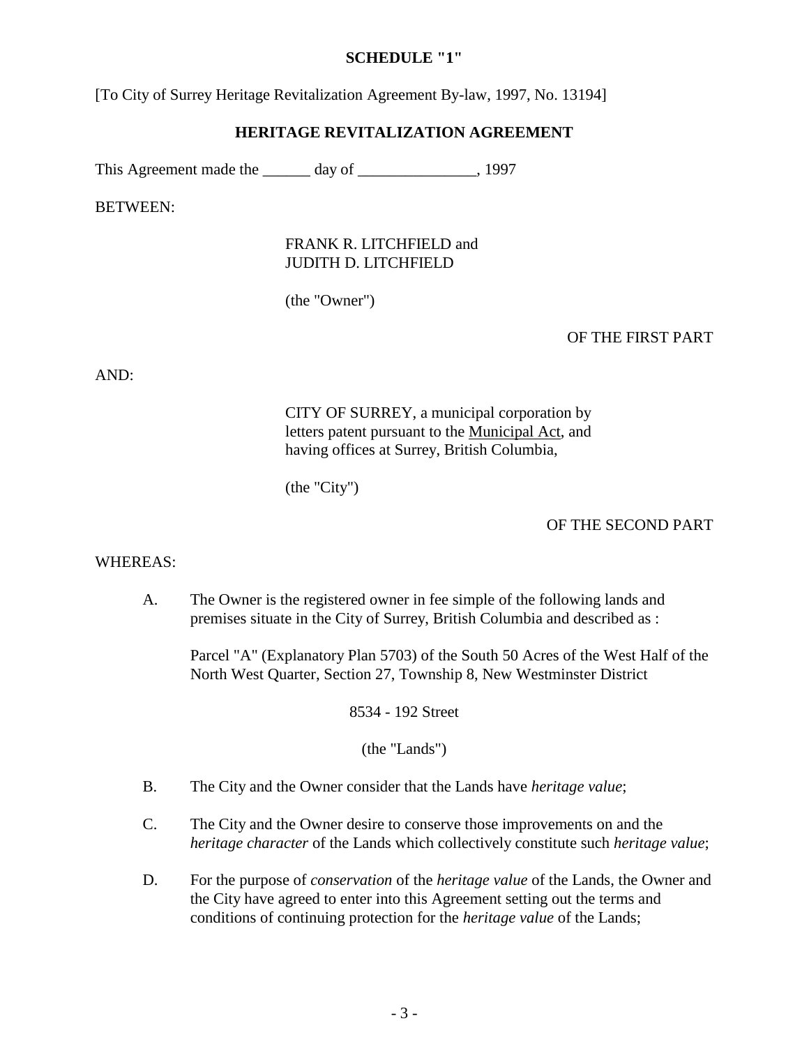**SCHEDULE "1"**

[To City of Surrey Heritage Revitalization Agreement By-law, 1997, No. 13194]

**HERITAGE REVITALIZATION AGREEMENT**

This Agreement made the ______ day of _______________, 1997

BETWEEN:

FRANK R. LITCHFIELD and
JUDITH D. LITCHFIELD

(the "Owner")

OF THE FIRST PART

AND:

CITY OF SURREY, a municipal corporation by letters patent pursuant to the Municipal Act, and having offices at Surrey, British Columbia,

(the "City")

OF THE SECOND PART

WHEREAS:

A. The Owner is the registered owner in fee simple of the following lands and premises situate in the City of Surrey, British Columbia and described as :

   Parcel "A" (Explanatory Plan 5703) of the South 50 Acres of the West Half of the North West Quarter, Section 27, Township 8, New Westminster District

   8534 - 192 Street

   (the "Lands")

B. The City and the Owner consider that the Lands have *heritage value*;

C. The City and the Owner desire to conserve those improvements on and the *heritage character* of the Lands which collectively constitute such *heritage value*;

D. For the purpose of *conservation* of the *heritage value* of the Lands, the Owner and the City have agreed to enter into this Agreement setting out the terms and conditions of continuing protection for the *heritage value* of the Lands;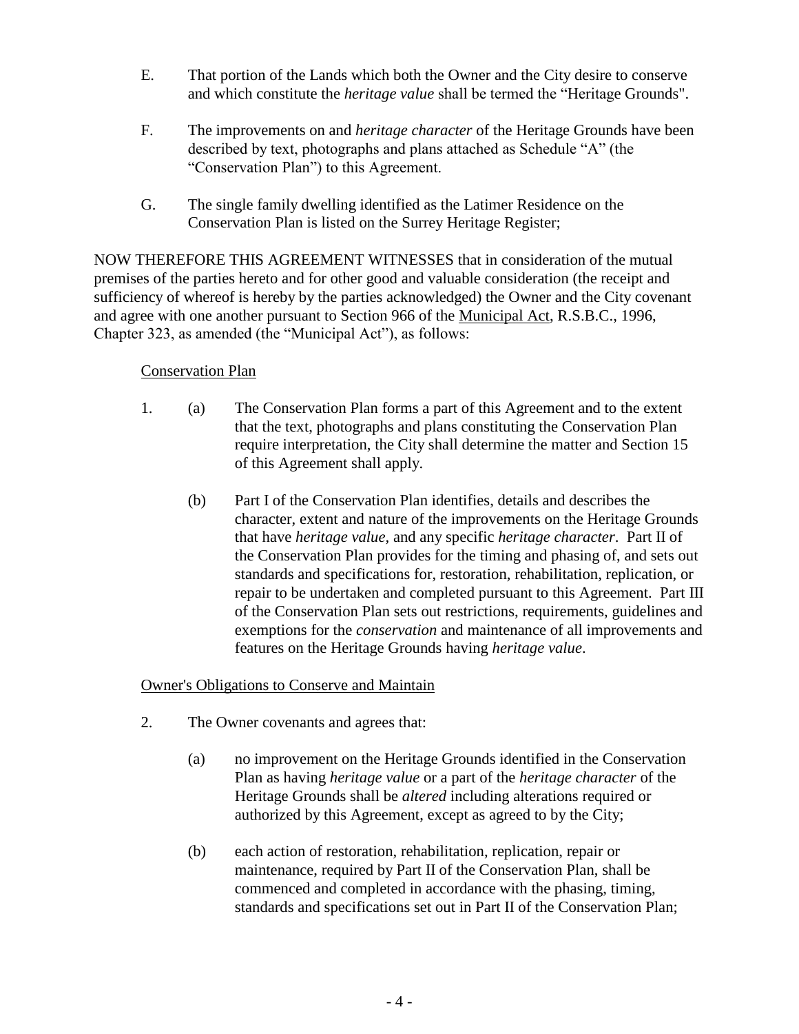E. That portion of the Lands which both the Owner and the City desire to conserve and which constitute the *heritage value* shall be termed the "Heritage Grounds".

F. The improvements on and *heritage character* of the Heritage Grounds have been described by text, photographs and plans attached as Schedule "A" (the "Conservation Plan") to this Agreement.

G. The single family dwelling identified as the Latimer Residence on the Conservation Plan is listed on the Surrey Heritage Register;

NOW THEREFORE THIS AGREEMENT WITNESSES that in consideration of the mutual premises of the parties hereto and for other good and valuable consideration (the receipt and sufficiency of whereof is hereby by the parties acknowledged) the Owner and the City covenant and agree with one another pursuant to Section 966 of the Municipal Act, R.S.B.C., 1996, Chapter 323, as amended (the "Municipal Act"), as follows:

Conservation Plan

1. (a) The Conservation Plan forms a part of this Agreement and to the extent that the text, photographs and plans constituting the Conservation Plan require interpretation, the City shall determine the matter and Section 15 of this Agreement shall apply.

   (b) Part I of the Conservation Plan identifies, details and describes the character, extent and nature of the improvements on the Heritage Grounds that have *heritage value,* and any specific *heritage character*. Part II of the Conservation Plan provides for the timing and phasing of, and sets out standards and specifications for, restoration, rehabilitation, replication, or repair to be undertaken and completed pursuant to this Agreement. Part III of the Conservation Plan sets out restrictions, requirements, guidelines and exemptions for the *conservation* and maintenance of all improvements and features on the Heritage Grounds having *heritage value*.

Owner's Obligations to Conserve and Maintain

2. The Owner covenants and agrees that:

   (a) no improvement on the Heritage Grounds identified in the Conservation Plan as having *heritage value* or a part of the *heritage character* of the Heritage Grounds shall be *altered* including alterations required or authorized by this Agreement, except as agreed to by the City;

   (b) each action of restoration, rehabilitation, replication, repair or maintenance, required by Part II of the Conservation Plan, shall be commenced and completed in accordance with the phasing, timing, standards and specifications set out in Part II of the Conservation Plan;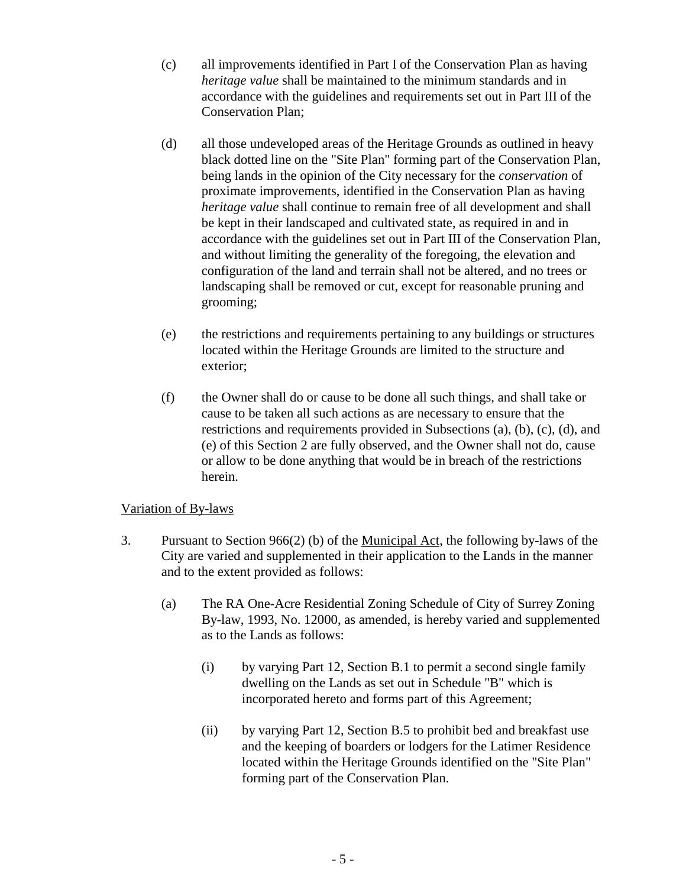(c) all improvements identified in Part I of the Conservation Plan as having *heritage value* shall be maintained to the minimum standards and in accordance with the guidelines and requirements set out in Part III of the Conservation Plan;

(d) all those undeveloped areas of the Heritage Grounds as outlined in heavy black dotted line on the "Site Plan" forming part of the Conservation Plan, being lands in the opinion of the City necessary for the *conservation* of proximate improvements, identified in the Conservation Plan as having *heritage value* shall continue to remain free of all development and shall be kept in their landscaped and cultivated state, as required in and in accordance with the guidelines set out in Part III of the Conservation Plan, and without limiting the generality of the foregoing, the elevation and configuration of the land and terrain shall not be altered, and no trees or landscaping shall be removed or cut, except for reasonable pruning and grooming;

(e) the restrictions and requirements pertaining to any buildings or structures located within the Heritage Grounds are limited to the structure and exterior;

(f) the Owner shall do or cause to be done all such things, and shall take or cause to be taken all such actions as are necessary to ensure that the restrictions and requirements provided in Subsections (a), (b), (c), (d), and (e) of this Section 2 are fully observed, and the Owner shall not do, cause or allow to be done anything that would be in breach of the restrictions herein.

<u>Variation of By-laws</u>

3. Pursuant to Section 966(2) (b) of the <u>Municipal Act</u>, the following by-laws of the City are varied and supplemented in their application to the Lands in the manner and to the extent provided as follows:

   (a) The RA One-Acre Residential Zoning Schedule of City of Surrey Zoning By-law, 1993, No. 12000, as amended, is hereby varied and supplemented as to the Lands as follows:

      (i) by varying Part 12, Section B.1 to permit a second single family dwelling on the Lands as set out in Schedule "B" which is incorporated hereto and forms part of this Agreement;

      (ii) by varying Part 12, Section B.5 to prohibit bed and breakfast use and the keeping of boarders or lodgers for the Latimer Residence located within the Heritage Grounds identified on the "Site Plan" forming part of the Conservation Plan.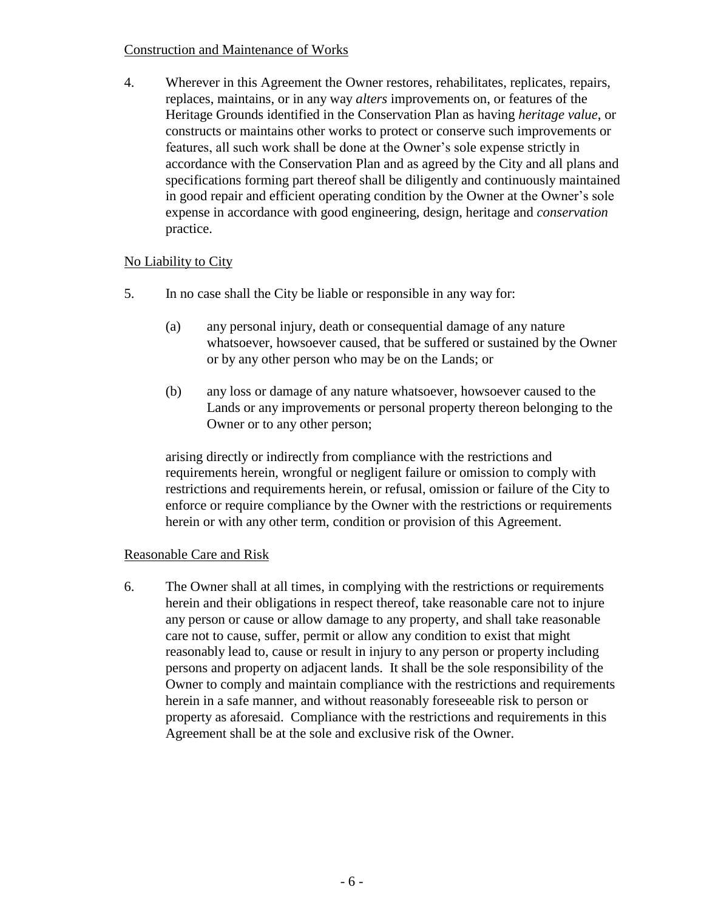Construction and Maintenance of Works

4. Wherever in this Agreement the Owner restores, rehabilitates, replicates, repairs, replaces, maintains, or in any way *alters* improvements on, or features of the Heritage Grounds identified in the Conservation Plan as having *heritage value*, or constructs or maintains other works to protect or conserve such improvements or features, all such work shall be done at the Owner's sole expense strictly in accordance with the Conservation Plan and as agreed by the City and all plans and specifications forming part thereof shall be diligently and continuously maintained in good repair and efficient operating condition by the Owner at the Owner's sole expense in accordance with good engineering, design, heritage and *conservation* practice.

No Liability to City

5. In no case shall the City be liable or responsible in any way for:

   (a) any personal injury, death or consequential damage of any nature whatsoever, howsoever caused, that be suffered or sustained by the Owner or by any other person who may be on the Lands; or

   (b) any loss or damage of any nature whatsoever, howsoever caused to the Lands or any improvements or personal property thereon belonging to the Owner or to any other person;

   arising directly or indirectly from compliance with the restrictions and requirements herein, wrongful or negligent failure or omission to comply with restrictions and requirements herein, or refusal, omission or failure of the City to enforce or require compliance by the Owner with the restrictions or requirements herein or with any other term, condition or provision of this Agreement.

Reasonable Care and Risk

6. The Owner shall at all times, in complying with the restrictions or requirements herein and their obligations in respect thereof, take reasonable care not to injure any person or cause or allow damage to any property, and shall take reasonable care not to cause, suffer, permit or allow any condition to exist that might reasonably lead to, cause or result in injury to any person or property including persons and property on adjacent lands. It shall be the sole responsibility of the Owner to comply and maintain compliance with the restrictions and requirements herein in a safe manner, and without reasonably foreseeable risk to person or property as aforesaid. Compliance with the restrictions and requirements in this Agreement shall be at the sole and exclusive risk of the Owner.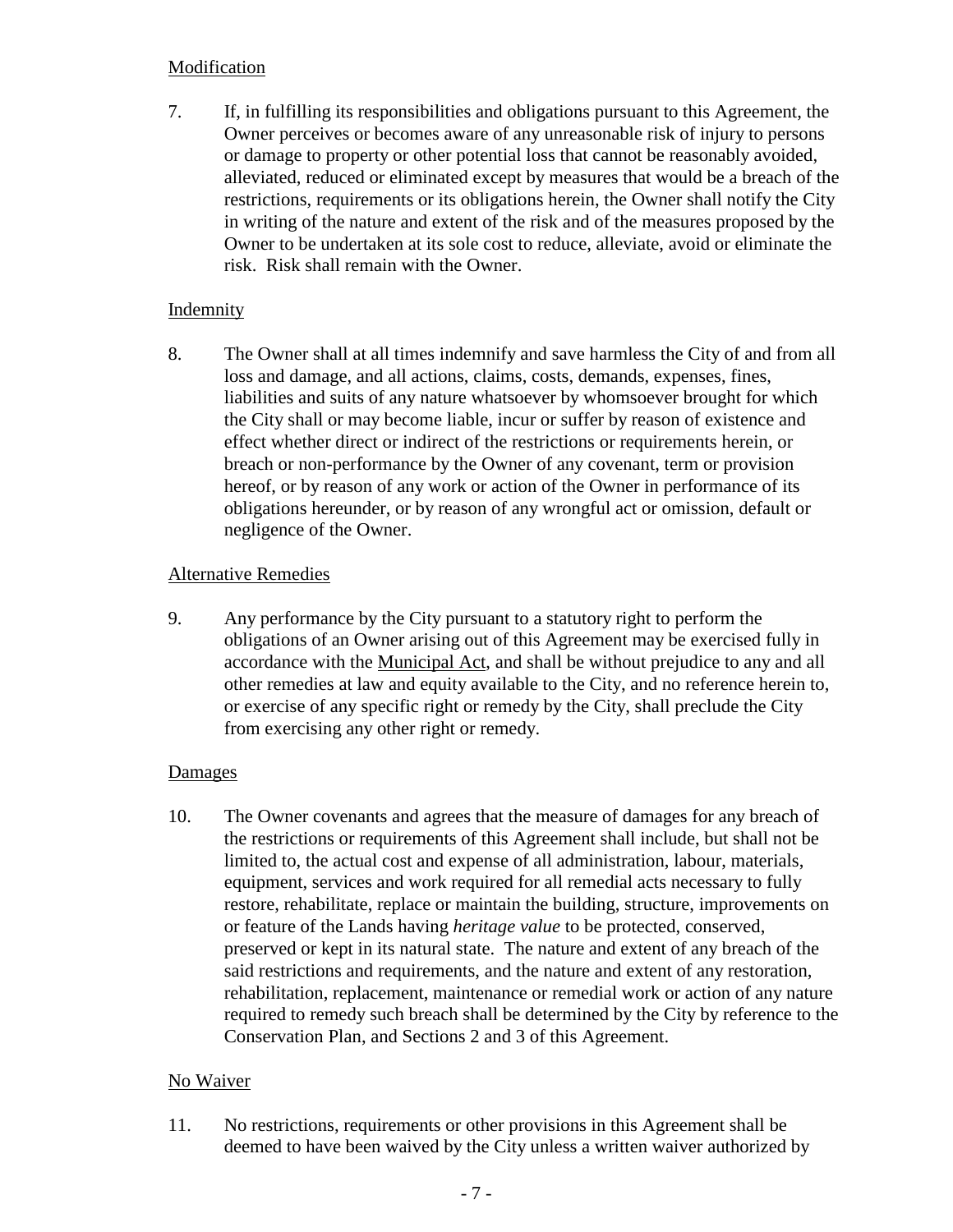Modification

7. If, in fulfilling its responsibilities and obligations pursuant to this Agreement, the Owner perceives or becomes aware of any unreasonable risk of injury to persons or damage to property or other potential loss that cannot be reasonably avoided, alleviated, reduced or eliminated except by measures that would be a breach of the restrictions, requirements or its obligations herein, the Owner shall notify the City in writing of the nature and extent of the risk and of the measures proposed by the Owner to be undertaken at its sole cost to reduce, alleviate, avoid or eliminate the risk. Risk shall remain with the Owner.

Indemnity

8. The Owner shall at all times indemnify and save harmless the City of and from all loss and damage, and all actions, claims, costs, demands, expenses, fines, liabilities and suits of any nature whatsoever by whomsoever brought for which the City shall or may become liable, incur or suffer by reason of existence and effect whether direct or indirect of the restrictions or requirements herein, or breach or non-performance by the Owner of any covenant, term or provision hereof, or by reason of any work or action of the Owner in performance of its obligations hereunder, or by reason of any wrongful act or omission, default or negligence of the Owner.

Alternative Remedies

9. Any performance by the City pursuant to a statutory right to perform the obligations of an Owner arising out of this Agreement may be exercised fully in accordance with the Municipal Act, and shall be without prejudice to any and all other remedies at law and equity available to the City, and no reference herein to, or exercise of any specific right or remedy by the City, shall preclude the City from exercising any other right or remedy.

Damages

10. The Owner covenants and agrees that the measure of damages for any breach of the restrictions or requirements of this Agreement shall include, but shall not be limited to, the actual cost and expense of all administration, labour, materials, equipment, services and work required for all remedial acts necessary to fully restore, rehabilitate, replace or maintain the building, structure, improvements on or feature of the Lands having *heritage value* to be protected, conserved, preserved or kept in its natural state. The nature and extent of any breach of the said restrictions and requirements, and the nature and extent of any restoration, rehabilitation, replacement, maintenance or remedial work or action of any nature required to remedy such breach shall be determined by the City by reference to the Conservation Plan, and Sections 2 and 3 of this Agreement.

No Waiver

11. No restrictions, requirements or other provisions in this Agreement shall be deemed to have been waived by the City unless a written waiver authorized by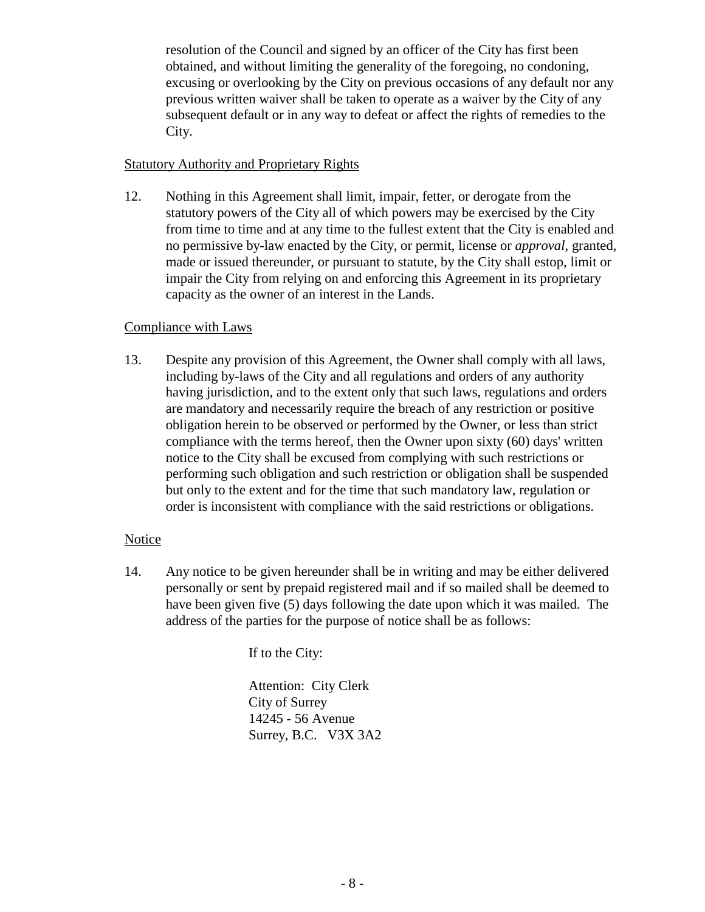resolution of the Council and signed by an officer of the City has first been obtained, and without limiting the generality of the foregoing, no condoning, excusing or overlooking by the City on previous occasions of any default nor any previous written waiver shall be taken to operate as a waiver by the City of any subsequent default or in any way to defeat or affect the rights of remedies to the City.

<u>Statutory Authority and Proprietary Rights</u>

12. Nothing in this Agreement shall limit, impair, fetter, or derogate from the statutory powers of the City all of which powers may be exercised by the City from time to time and at any time to the fullest extent that the City is enabled and no permissive by-law enacted by the City, or permit, license or *approval*, granted, made or issued thereunder, or pursuant to statute, by the City shall estop, limit or impair the City from relying on and enforcing this Agreement in its proprietary capacity as the owner of an interest in the Lands.

<u>Compliance with Laws</u>

13. Despite any provision of this Agreement, the Owner shall comply with all laws, including by-laws of the City and all regulations and orders of any authority having jurisdiction, and to the extent only that such laws, regulations and orders are mandatory and necessarily require the breach of any restriction or positive obligation herein to be observed or performed by the Owner, or less than strict compliance with the terms hereof, then the Owner upon sixty (60) days' written notice to the City shall be excused from complying with such restrictions or performing such obligation and such restriction or obligation shall be suspended but only to the extent and for the time that such mandatory law, regulation or order is inconsistent with compliance with the said restrictions or obligations.

<u>Notice</u>

14. Any notice to be given hereunder shall be in writing and may be either delivered personally or sent by prepaid registered mail and if so mailed shall be deemed to have been given five (5) days following the date upon which it was mailed. The address of the parties for the purpose of notice shall be as follows:

If to the City:

Attention: City Clerk
City of Surrey
14245 - 56 Avenue
Surrey, B.C. V3X 3A2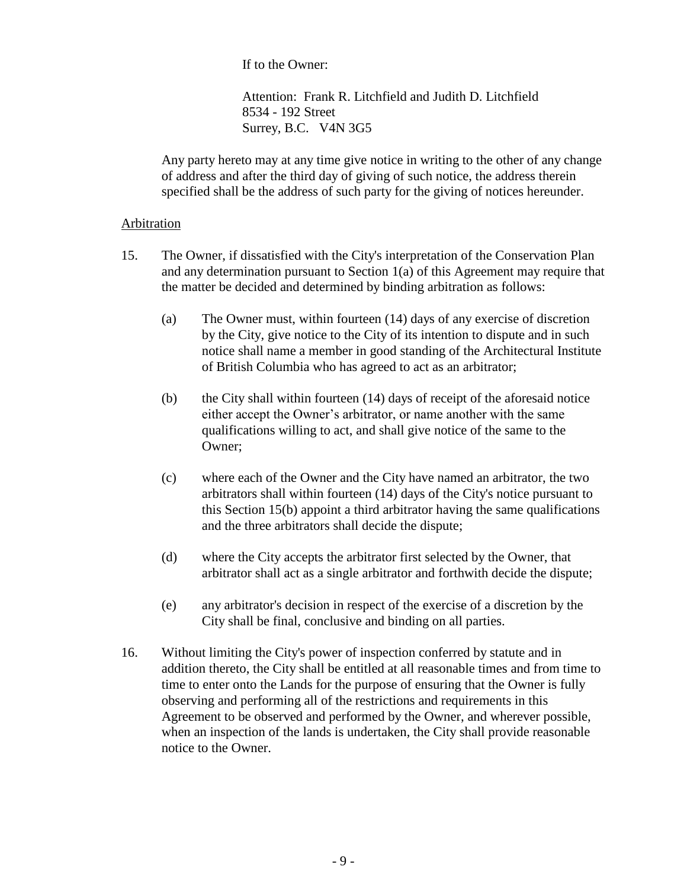If to the Owner:

Attention: Frank R. Litchfield and Judith D. Litchfield
8534 - 192 Street
Surrey, B.C. V4N 3G5

Any party hereto may at any time give notice in writing to the other of any change of address and after the third day of giving of such notice, the address therein specified shall be the address of such party for the giving of notices hereunder.

Arbitration

15. The Owner, if dissatisfied with the City's interpretation of the Conservation Plan and any determination pursuant to Section 1(a) of this Agreement may require that the matter be decided and determined by binding arbitration as follows:

    (a) The Owner must, within fourteen (14) days of any exercise of discretion by the City, give notice to the City of its intention to dispute and in such notice shall name a member in good standing of the Architectural Institute of British Columbia who has agreed to act as an arbitrator;

    (b) the City shall within fourteen (14) days of receipt of the aforesaid notice either accept the Owner's arbitrator, or name another with the same qualifications willing to act, and shall give notice of the same to the Owner;

    (c) where each of the Owner and the City have named an arbitrator, the two arbitrators shall within fourteen (14) days of the City's notice pursuant to this Section 15(b) appoint a third arbitrator having the same qualifications and the three arbitrators shall decide the dispute;

    (d) where the City accepts the arbitrator first selected by the Owner, that arbitrator shall act as a single arbitrator and forthwith decide the dispute;

    (e) any arbitrator's decision in respect of the exercise of a discretion by the City shall be final, conclusive and binding on all parties.

16. Without limiting the City's power of inspection conferred by statute and in addition thereto, the City shall be entitled at all reasonable times and from time to time to enter onto the Lands for the purpose of ensuring that the Owner is fully observing and performing all of the restrictions and requirements in this Agreement to be observed and performed by the Owner, and wherever possible, when an inspection of the lands is undertaken, the City shall provide reasonable notice to the Owner.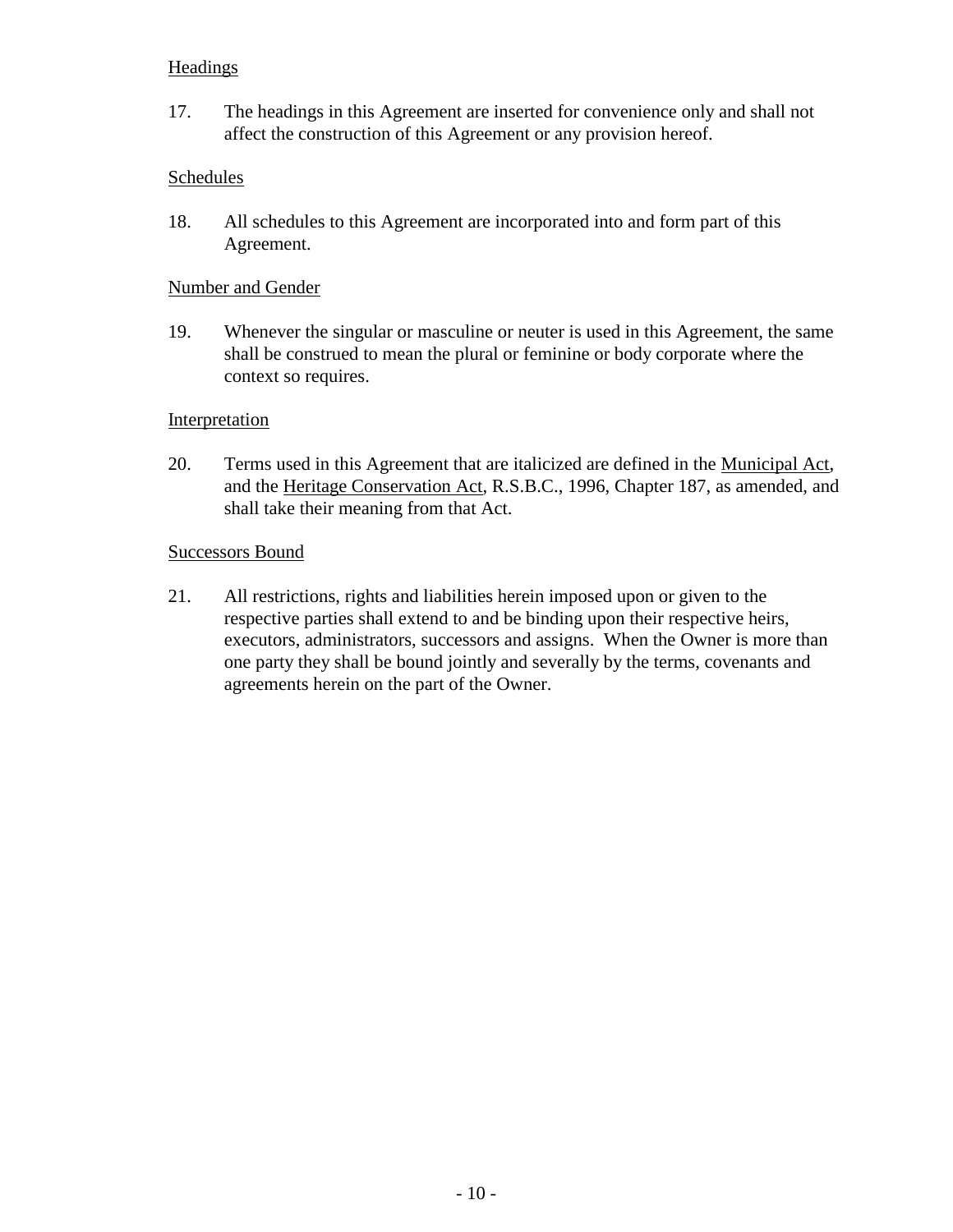Headings

17. The headings in this Agreement are inserted for convenience only and shall not affect the construction of this Agreement or any provision hereof.

Schedules

18. All schedules to this Agreement are incorporated into and form part of this Agreement.

Number and Gender

19. Whenever the singular or masculine or neuter is used in this Agreement, the same shall be construed to mean the plural or feminine or body corporate where the context so requires.

Interpretation

20. Terms used in this Agreement that are italicized are defined in the Municipal Act, and the Heritage Conservation Act, R.S.B.C., 1996, Chapter 187, as amended, and shall take their meaning from that Act.

Successors Bound

21. All restrictions, rights and liabilities herein imposed upon or given to the respective parties shall extend to and be binding upon their respective heirs, executors, administrators, successors and assigns. When the Owner is more than one party they shall be bound jointly and severally by the terms, covenants and agreements herein on the part of the Owner.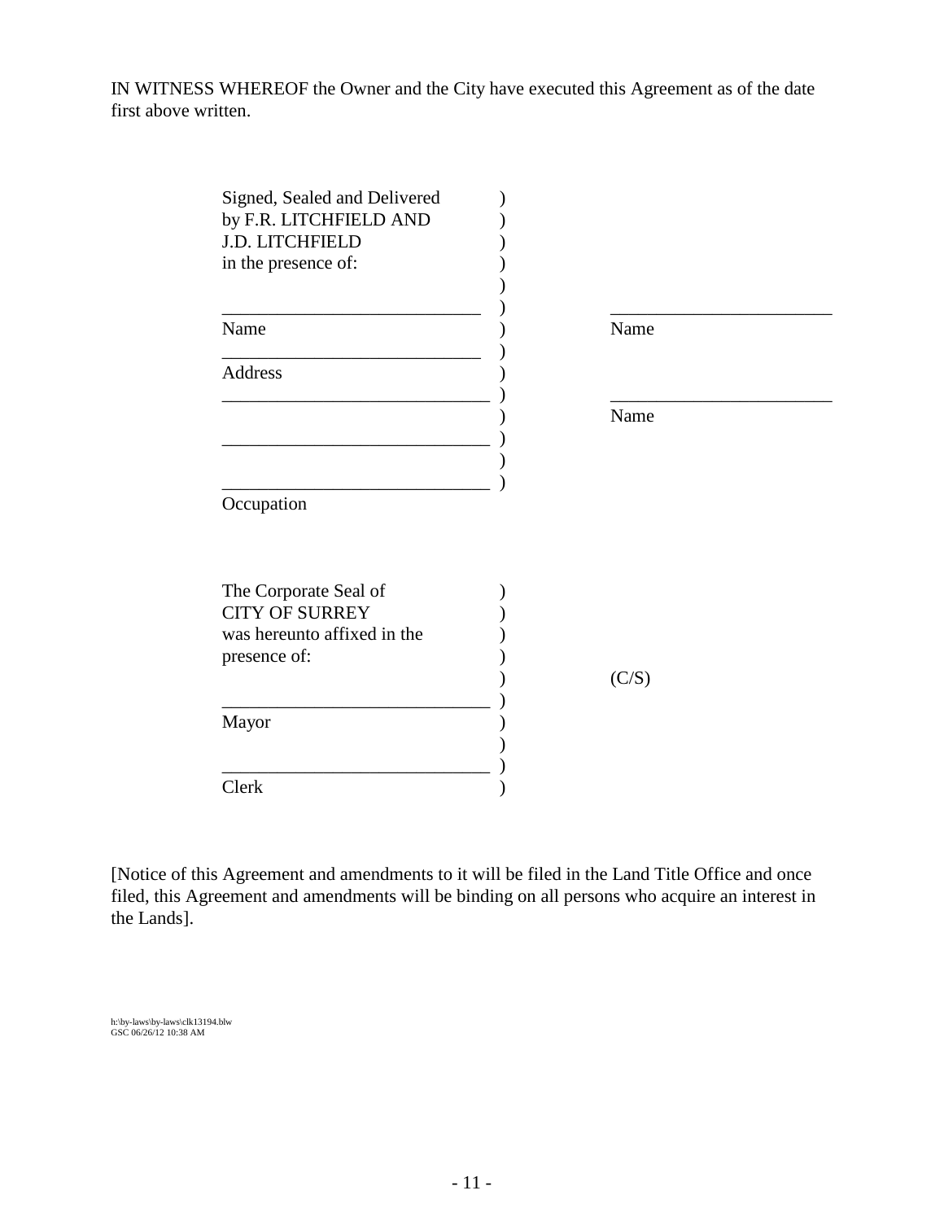IN WITNESS WHEREOF the Owner and the City have executed this Agreement as of the date first above written.

| | | |
|---|---|---|
| Signed, Sealed and Delivered<br>by F.R. LITCHFIELD AND<br>J.D. LITCHFIELD<br>in the presence of: | ) | |
| \_\_\_\_\_\_\_\_\_\_\_\_\_\_\_\_\_\_\_\_\_\_\_\_\_\_\_\_<br>Name | ) | \_\_\_\_\_\_\_\_\_\_\_\_\_\_\_\_\_\_\_\_\_\_\_\_<br>Name |
| \_\_\_\_\_\_\_\_\_\_\_\_\_\_\_\_\_\_\_\_\_\_\_\_\_\_\_\_<br>Address | ) | |
| \_\_\_\_\_\_\_\_\_\_\_\_\_\_\_\_\_\_\_\_\_\_\_\_\_\_\_\_ | ) | \_\_\_\_\_\_\_\_\_\_\_\_\_\_\_\_\_\_\_\_\_\_\_\_<br>Name |
| \_\_\_\_\_\_\_\_\_\_\_\_\_\_\_\_\_\_\_\_\_\_\_\_\_\_\_\_ | ) | |
| \_\_\_\_\_\_\_\_\_\_\_\_\_\_\_\_\_\_\_\_\_\_\_\_\_\_\_\_<br>Occupation | ) | |

| | | |
|---|---|---|
| The Corporate Seal of<br>CITY OF SURREY<br>was hereunto affixed in the<br>presence of: | ) | (C/S) |
| \_\_\_\_\_\_\_\_\_\_\_\_\_\_\_\_\_\_\_\_\_\_\_\_\_\_\_\_<br>Mayor | ) | |
| \_\_\_\_\_\_\_\_\_\_\_\_\_\_\_\_\_\_\_\_\_\_\_\_\_\_\_\_<br>Clerk | ) | |

[Notice of this Agreement and amendments to it will be filed in the Land Title Office and once filed, this Agreement and amendments will be binding on all persons who acquire an interest in the Lands].

h:\by-laws\by-laws\clk13194.blw
GSC 06/26/12 10:38 AM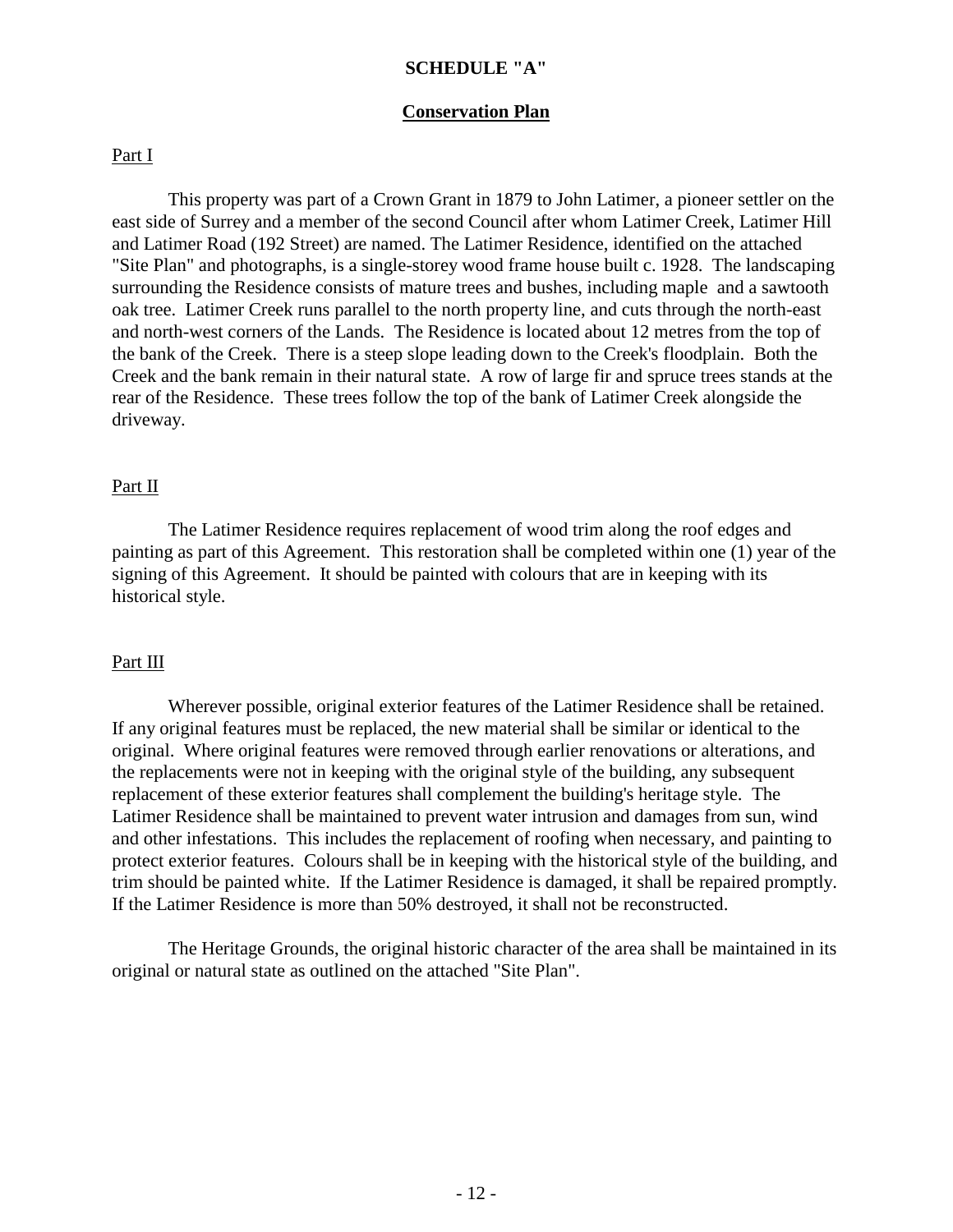**SCHEDULE "A"**

**Conservation Plan**

Part I

This property was part of a Crown Grant in 1879 to John Latimer, a pioneer settler on the east side of Surrey and a member of the second Council after whom Latimer Creek, Latimer Hill and Latimer Road (192 Street) are named. The Latimer Residence, identified on the attached "Site Plan" and photographs, is a single-storey wood frame house built c. 1928. The landscaping surrounding the Residence consists of mature trees and bushes, including maple and a sawtooth oak tree. Latimer Creek runs parallel to the north property line, and cuts through the north-east and north-west corners of the Lands. The Residence is located about 12 metres from the top of the bank of the Creek. There is a steep slope leading down to the Creek's floodplain. Both the Creek and the bank remain in their natural state. A row of large fir and spruce trees stands at the rear of the Residence. These trees follow the top of the bank of Latimer Creek alongside the driveway.

Part II

The Latimer Residence requires replacement of wood trim along the roof edges and painting as part of this Agreement. This restoration shall be completed within one (1) year of the signing of this Agreement. It should be painted with colours that are in keeping with its historical style.

Part III

Wherever possible, original exterior features of the Latimer Residence shall be retained. If any original features must be replaced, the new material shall be similar or identical to the original. Where original features were removed through earlier renovations or alterations, and the replacements were not in keeping with the original style of the building, any subsequent replacement of these exterior features shall complement the building's heritage style. The Latimer Residence shall be maintained to prevent water intrusion and damages from sun, wind and other infestations. This includes the replacement of roofing when necessary, and painting to protect exterior features. Colours shall be in keeping with the historical style of the building, and trim should be painted white. If the Latimer Residence is damaged, it shall be repaired promptly. If the Latimer Residence is more than 50% destroyed, it shall not be reconstructed.

The Heritage Grounds, the original historic character of the area shall be maintained in its original or natural state as outlined on the attached "Site Plan".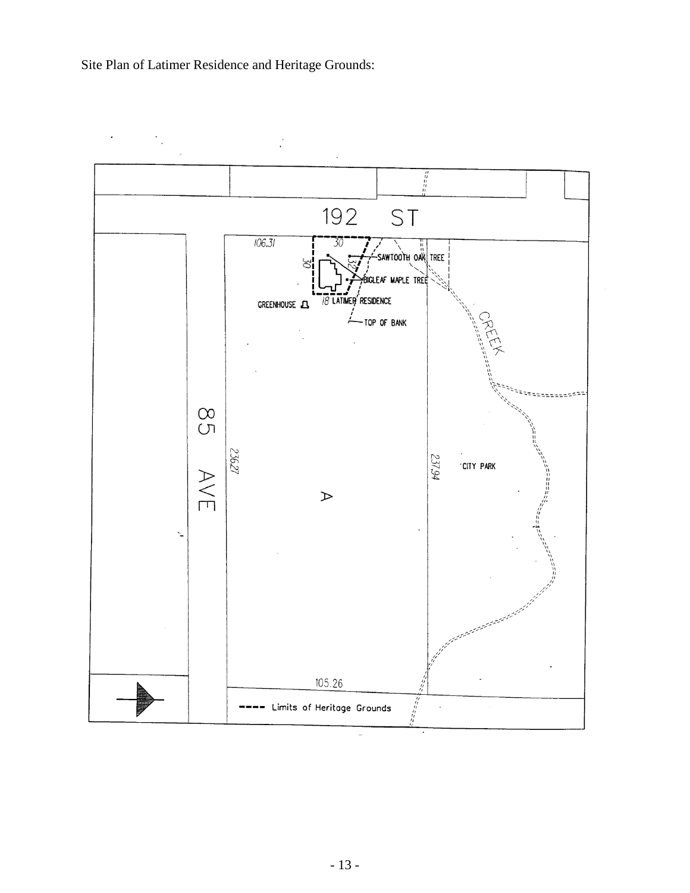Site Plan of Latimer Residence and Heritage Grounds:

192 ST

106.31

30

30

32

SAWTOOTH OAK TREE

BIGLEAF MAPLE TREE

GREENHOUSE

18 LATIMER RESIDENCE

TOP OF BANK

CREEK

85 AVE

236.27

A

237.94

CITY PARK

105.26

---- Limits of Heritage Grounds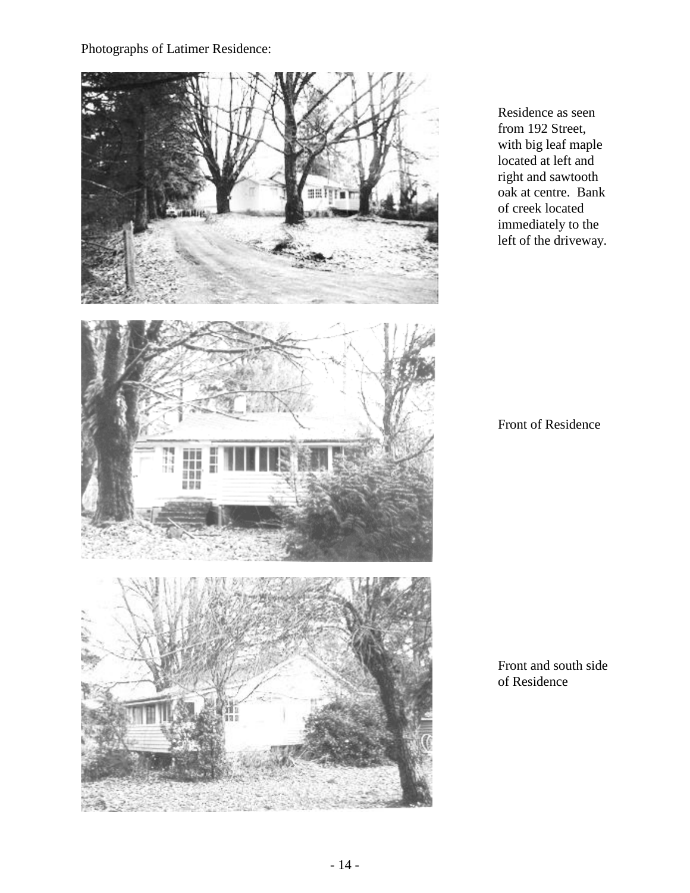Photographs of Latimer Residence:

Residence as seen from 192 Street, with big leaf maple located at left and right and sawtooth oak at centre. Bank of creek located immediately to the left of the driveway.

Front of Residence

Front and south side of Residence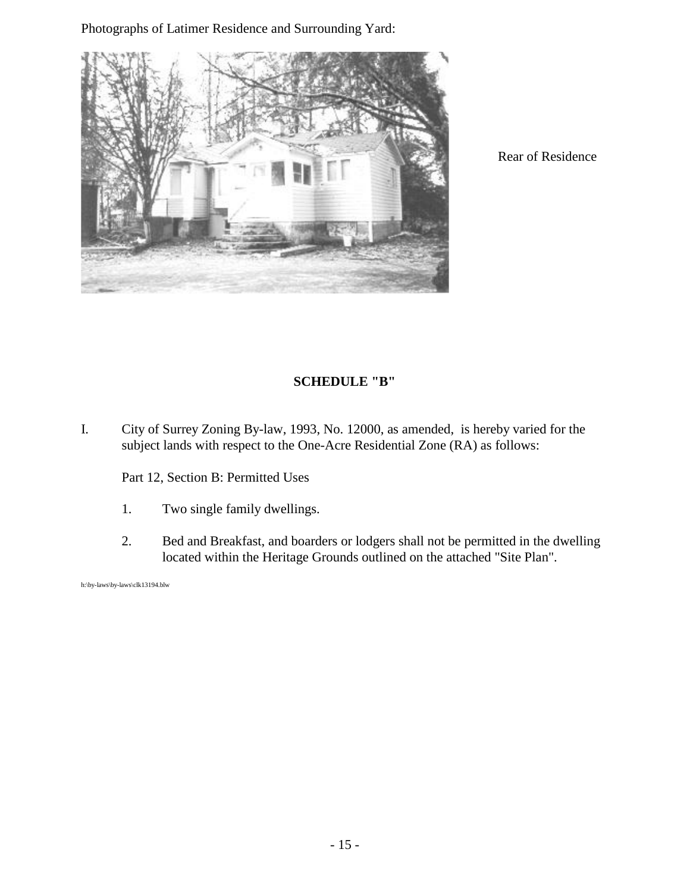Photographs of Latimer Residence and Surrounding Yard:

Rear of Residence

**SCHEDULE "B"**

I. City of Surrey Zoning By-law, 1993, No. 12000, as amended, is hereby varied for the subject lands with respect to the One-Acre Residential Zone (RA) as follows:

Part 12, Section B: Permitted Uses

1. Two single family dwellings.

2. Bed and Breakfast, and boarders or lodgers shall not be permitted in the dwelling located within the Heritage Grounds outlined on the attached "Site Plan".

h:\by-laws\by-laws\clk13194.blw